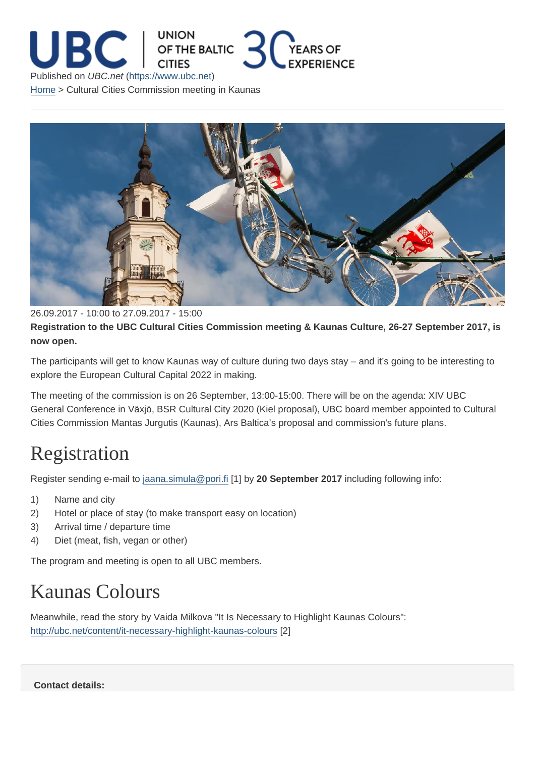Published on *UBC.net* (https://www.ubc.net)

Home > Cultural Cities Commission meeting in Kaunas

26.09.2017 - 10:00 to 27.09.2017 - 15:00

**Registration to the UBC Cultural Cities Commission meeting & Kaunas Culture, 26-27 September 2017, is now open.**

The participants will get to know Kaunas way of culture during two days stay – and it's going to be interesting to explore the European Cultural Capital 2022 in making.

The meeting of the commission is on 26 September, 13:00-15:00. There will be on the agenda: XIV UBC General Conference in Växjö, BSR Cultural City 2020 (Kiel proposal), UBC board member appointed to Cultural Cities Commission Mantas Jurgutis (Kaunas), Ars Baltica's proposal and commission's future plans.

## Registration

Register sending e-mail to jaana.simula@pori.fi [1] by **20 September 2017** including following info:

1) Name and city
2) Hotel or place of stay (to make transport easy on location)
3) Arrival time / departure time
4) Diet (meat, fish, vegan or other)

The program and meeting is open to all UBC members.

## Kaunas Colours

Meanwhile, read the story by Vaida Milkova "It Is Necessary to Highlight Kaunas Colours": http://ubc.net/content/it-necessary-highlight-kaunas-colours [2]

**Contact details:**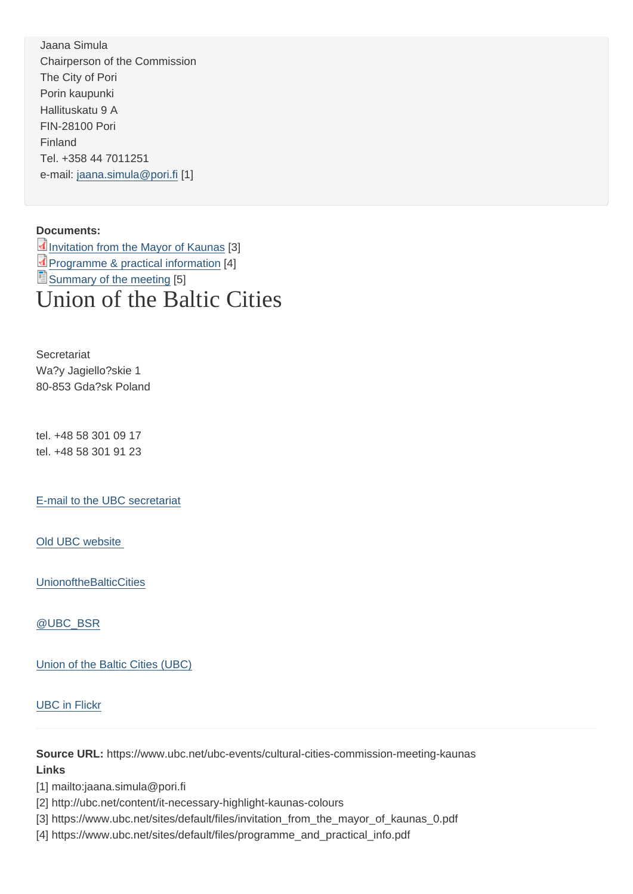Jaana Simula
Chairperson of the Commission
The City of Pori
Porin kaupunki
Hallituskatu 9 A
FIN-28100 Pori
Finland
Tel. +358 44 7011251
e-mail: jaana.simula@pori.fi [1]

**Documents:**
Invitation from the Mayor of Kaunas [3]
Programme & practical information [4]
Summary of the meeting [5]

# Union of the Baltic Cities

Secretariat
Wa?y Jagiello?skie 1
80-853 Gda?sk Poland

tel. +48 58 301 09 17
tel. +48 58 301 91 23

E-mail to the UBC secretariat

Old UBC website

UnionoftheBalticCities

@UBC_BSR

Union of the Baltic Cities (UBC)

UBC in Flickr

---

**Source URL:** https://www.ubc.net/ubc-events/cultural-cities-commission-meeting-kaunas
**Links**
[1] mailto:jaana.simula@pori.fi
[2] http://ubc.net/content/it-necessary-highlight-kaunas-colours
[3] https://www.ubc.net/sites/default/files/invitation_from_the_mayor_of_kaunas_0.pdf
[4] https://www.ubc.net/sites/default/files/programme_and_practical_info.pdf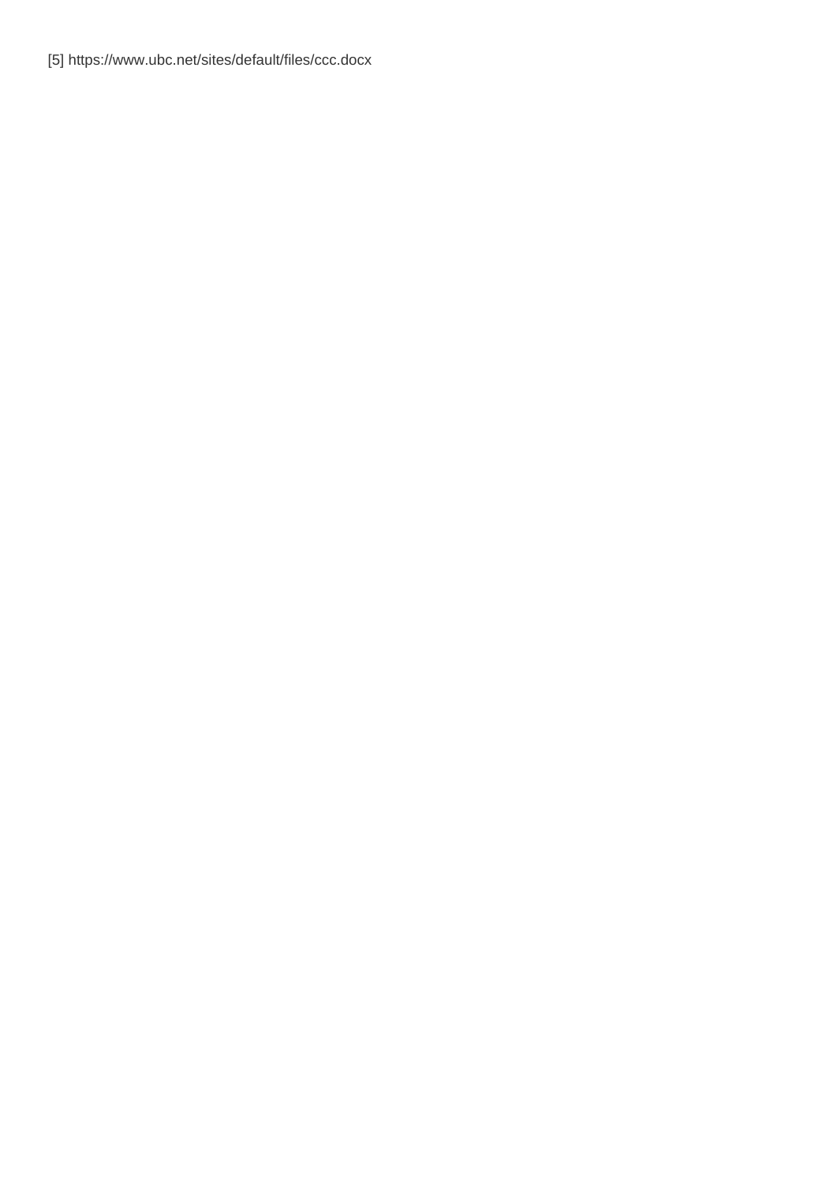[5] https://www.ubc.net/sites/default/files/ccc.docx